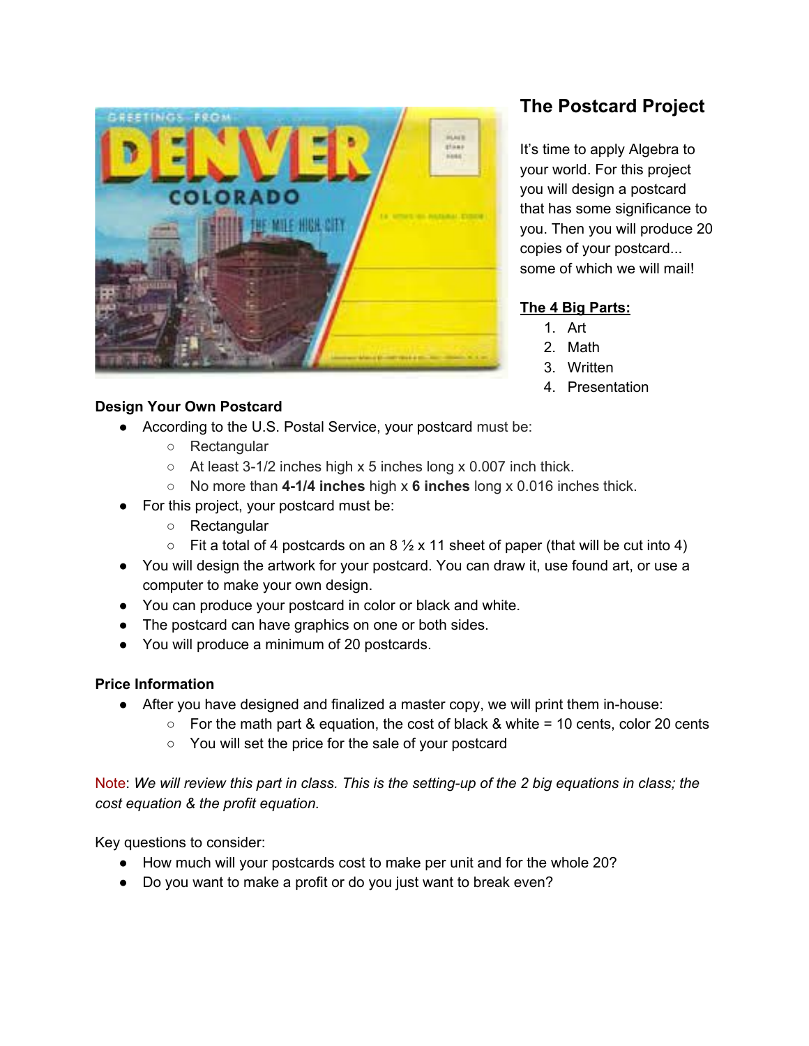## The Postcard Project

It's time to apply Algebra to your world. For this project you will design a postcard that has some significance to you. Then you will produce 20 copies of your postcard... some of which we will mail!

**The 4 Big Parts:**

1. Art
2. Math
3. Written
4. Presentation

**Design Your Own Postcard**

- According to the U.S. Postal Service, your postcard must be:
  - Rectangular
  - At least 3-1/2 inches high x 5 inches long x 0.007 inch thick.
  - No more than **4-1/4 inches** high x **6 inches** long x 0.016 inches thick.
- For this project, your postcard must be:
  - Rectangular
  - Fit a total of 4 postcards on an 8 ½ x 11 sheet of paper (that will be cut into 4)
- You will design the artwork for your postcard. You can draw it, use found art, or use a computer to make your own design.
- You can produce your postcard in color or black and white.
- The postcard can have graphics on one or both sides.
- You will produce a minimum of 20 postcards.

**Price Information**

- After you have designed and finalized a master copy, we will print them in-house:
  - For the math part & equation, the cost of black & white = 10 cents, color 20 cents
  - You will set the price for the sale of your postcard

Note: *We will review this part in class. This is the setting-up of the 2 big equations in class; the cost equation & the profit equation.*

Key questions to consider:

- How much will your postcards cost to make per unit and for the whole 20?
- Do you want to make a profit or do you just want to break even?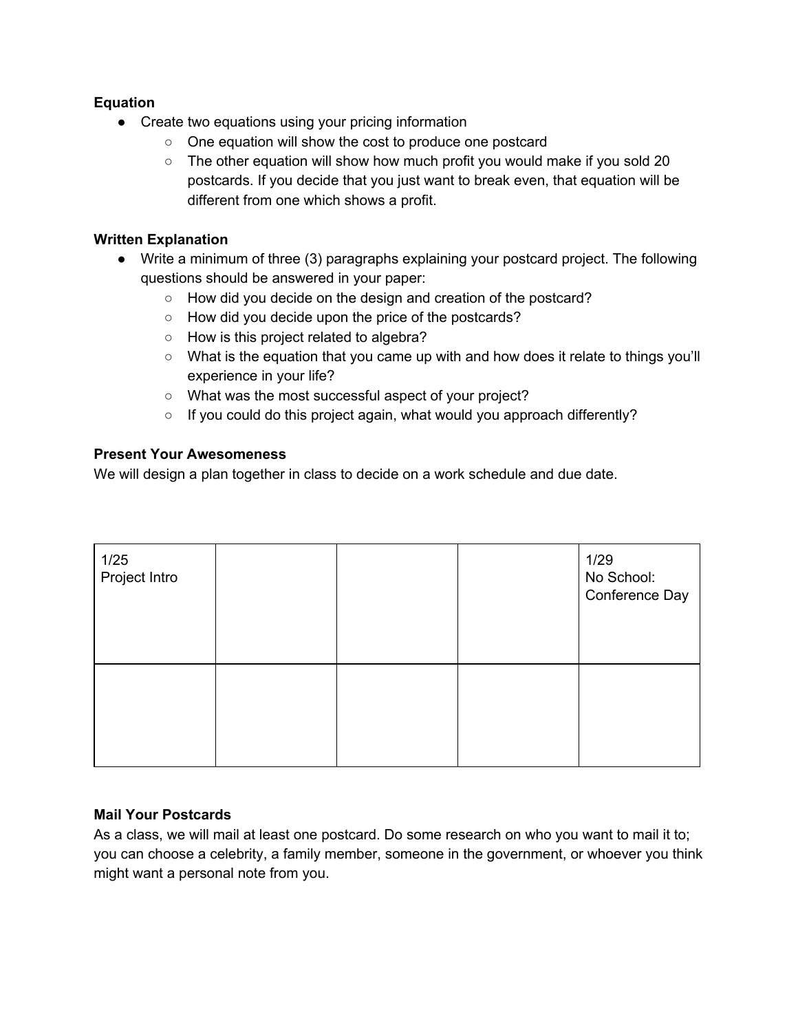**Equation**

- Create two equations using your pricing information
  - One equation will show the cost to produce one postcard
  - The other equation will show how much profit you would make if you sold 20 postcards. If you decide that you just want to break even, that equation will be different from one which shows a profit.

**Written Explanation**

- Write a minimum of three (3) paragraphs explaining your postcard project. The following questions should be answered in your paper:
  - How did you decide on the design and creation of the postcard?
  - How did you decide upon the price of the postcards?
  - How is this project related to algebra?
  - What is the equation that you came up with and how does it relate to things you'll experience in your life?
  - What was the most successful aspect of your project?
  - If you could do this project again, what would you approach differently?

**Present Your Awesomeness**

We will design a plan together in class to decide on a work schedule and due date.

| | | | | |
|---|---|---|---|---|
| 1/25 Project Intro | | | | 1/29 No School: Conference Day |
| | | | | |

**Mail Your Postcards**

As a class, we will mail at least one postcard. Do some research on who you want to mail it to; you can choose a celebrity, a family member, someone in the government, or whoever you think might want a personal note from you.